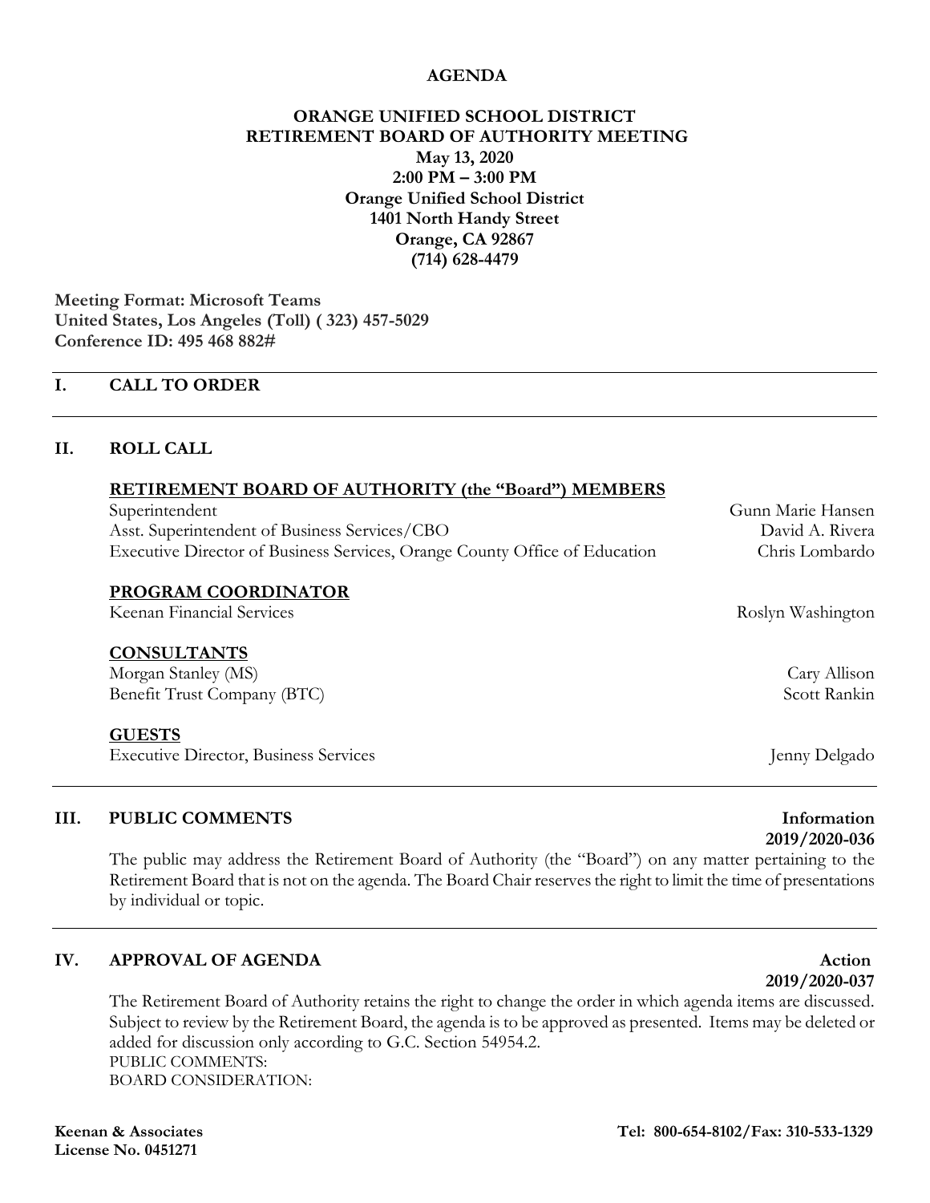**AGENDA**

**ORANGE UNIFIED SCHOOL DISTRICT**
**RETIREMENT BOARD OF AUTHORITY MEETING**
**May 13, 2020**
**2:00 PM – 3:00 PM**
**Orange Unified School District**
**1401 North Handy Street**
**Orange, CA 92867**
**(714) 628-4479**

**Meeting Format: Microsoft Teams**
**United States, Los Angeles (Toll) ( 323) 457-5029**
**Conference ID: 495 468 882#**

## I. CALL TO ORDER

## II. ROLL CALL

**RETIREMENT BOARD OF AUTHORITY (the "Board") MEMBERS**

| | |
|---|---|
| Superintendent | Gunn Marie Hansen |
| Asst. Superintendent of Business Services/CBO | David A. Rivera |
| Executive Director of Business Services, Orange County Office of Education | Chris Lombardo |

**PROGRAM COORDINATOR**

| | |
|---|---|
| Keenan Financial Services | Roslyn Washington |

**CONSULTANTS**

| | |
|---|---|
| Morgan Stanley (MS) | Cary Allison |
| Benefit Trust Company (BTC) | Scott Rankin |

**GUESTS**

| | |
|---|---|
| Executive Director, Business Services | Jenny Delgado |

## III. PUBLIC COMMENTS

**Information**
**2019/2020-036**

The public may address the Retirement Board of Authority (the "Board") on any matter pertaining to the Retirement Board that is not on the agenda. The Board Chair reserves the right to limit the time of presentations by individual or topic.

## IV. APPROVAL OF AGENDA

**Action**
**2019/2020-037**

The Retirement Board of Authority retains the right to change the order in which agenda items are discussed. Subject to review by the Retirement Board, the agenda is to be approved as presented. Items may be deleted or added for discussion only according to G.C. Section 54954.2.
PUBLIC COMMENTS:
BOARD CONSIDERATION:

**Keenan & Associates**
**License No. 0451271**

**Tel: 800-654-8102/Fax: 310-533-1329**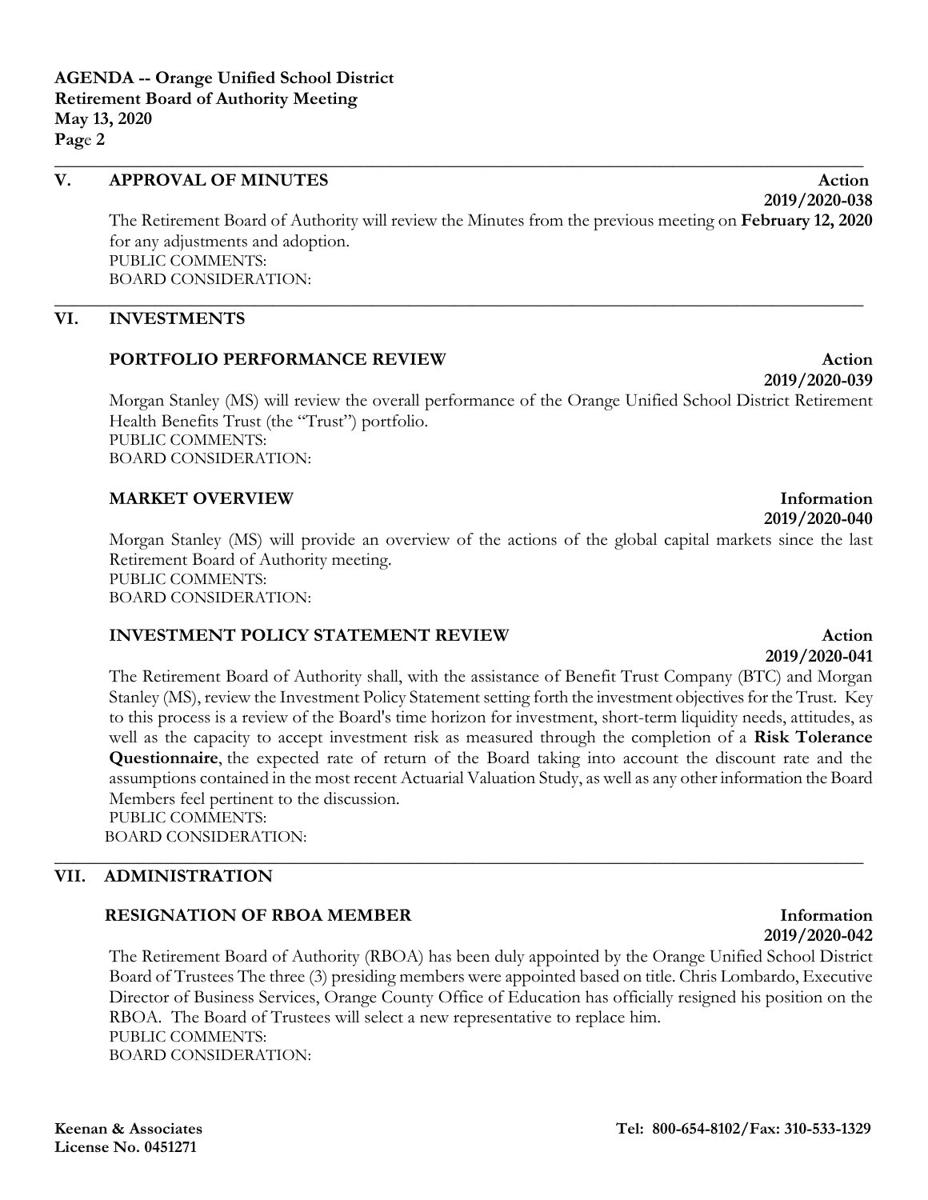## V. APPROVAL OF MINUTES

**Action**
**2019/2020-038**

The Retirement Board of Authority will review the Minutes from the previous meeting on **February 12, 2020** for any adjustments and adoption.
PUBLIC COMMENTS:
BOARD CONSIDERATION:

## VI. INVESTMENTS

### PORTFOLIO PERFORMANCE REVIEW

**Action**
**2019/2020-039**

Morgan Stanley (MS) will review the overall performance of the Orange Unified School District Retirement Health Benefits Trust (the "Trust") portfolio.
PUBLIC COMMENTS:
BOARD CONSIDERATION:

### MARKET OVERVIEW

**Information**
**2019/2020-040**

Morgan Stanley (MS) will provide an overview of the actions of the global capital markets since the last Retirement Board of Authority meeting.
PUBLIC COMMENTS:
BOARD CONSIDERATION:

### INVESTMENT POLICY STATEMENT REVIEW

**Action**
**2019/2020-041**

The Retirement Board of Authority shall, with the assistance of Benefit Trust Company (BTC) and Morgan Stanley (MS), review the Investment Policy Statement setting forth the investment objectives for the Trust. Key to this process is a review of the Board's time horizon for investment, short-term liquidity needs, attitudes, as well as the capacity to accept investment risk as measured through the completion of a **Risk Tolerance Questionnaire**, the expected rate of return of the Board taking into account the discount rate and the assumptions contained in the most recent Actuarial Valuation Study, as well as any other information the Board Members feel pertinent to the discussion.
PUBLIC COMMENTS:
BOARD CONSIDERATION:

## VII. ADMINISTRATION

### RESIGNATION OF RBOA MEMBER

**Information**
**2019/2020-042**

The Retirement Board of Authority (RBOA) has been duly appointed by the Orange Unified School District Board of Trustees The three (3) presiding members were appointed based on title. Chris Lombardo, Executive Director of Business Services, Orange County Office of Education has officially resigned his position on the RBOA. The Board of Trustees will select a new representative to replace him.
PUBLIC COMMENTS:
BOARD CONSIDERATION: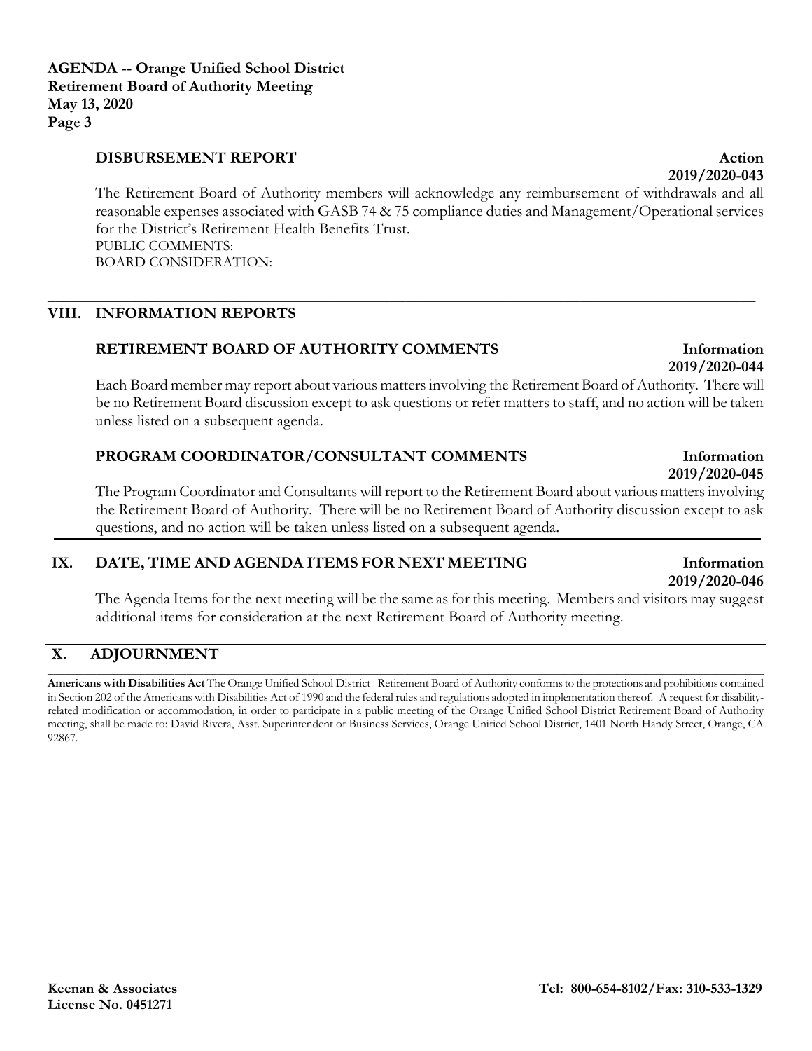### DISBURSEMENT REPORT

**Action**
**2019/2020-043**

The Retirement Board of Authority members will acknowledge any reimbursement of withdrawals and all reasonable expenses associated with GASB 74 & 75 compliance duties and Management/Operational services for the District's Retirement Health Benefits Trust.

PUBLIC COMMENTS:

BOARD CONSIDERATION:

## VIII. INFORMATION REPORTS

### RETIREMENT BOARD OF AUTHORITY COMMENTS

**Information**
**2019/2020-044**

Each Board member may report about various matters involving the Retirement Board of Authority. There will be no Retirement Board discussion except to ask questions or refer matters to staff, and no action will be taken unless listed on a subsequent agenda.

### PROGRAM COORDINATOR/CONSULTANT COMMENTS

**Information**
**2019/2020-045**

The Program Coordinator and Consultants will report to the Retirement Board about various matters involving the Retirement Board of Authority. There will be no Retirement Board of Authority discussion except to ask questions, and no action will be taken unless listed on a subsequent agenda.

## IX. DATE, TIME AND AGENDA ITEMS FOR NEXT MEETING

**Information**
**2019/2020-046**

The Agenda Items for the next meeting will be the same as for this meeting. Members and visitors may suggest additional items for consideration at the next Retirement Board of Authority meeting.

## X. ADJOURNMENT

**Americans with Disabilities Act** The Orange Unified School District Retirement Board of Authority conforms to the protections and prohibitions contained in Section 202 of the Americans with Disabilities Act of 1990 and the federal rules and regulations adopted in implementation thereof. A request for disability-related modification or accommodation, in order to participate in a public meeting of the Orange Unified School District Retirement Board of Authority meeting, shall be made to: David Rivera, Asst. Superintendent of Business Services, Orange Unified School District, 1401 North Handy Street, Orange, CA 92867.